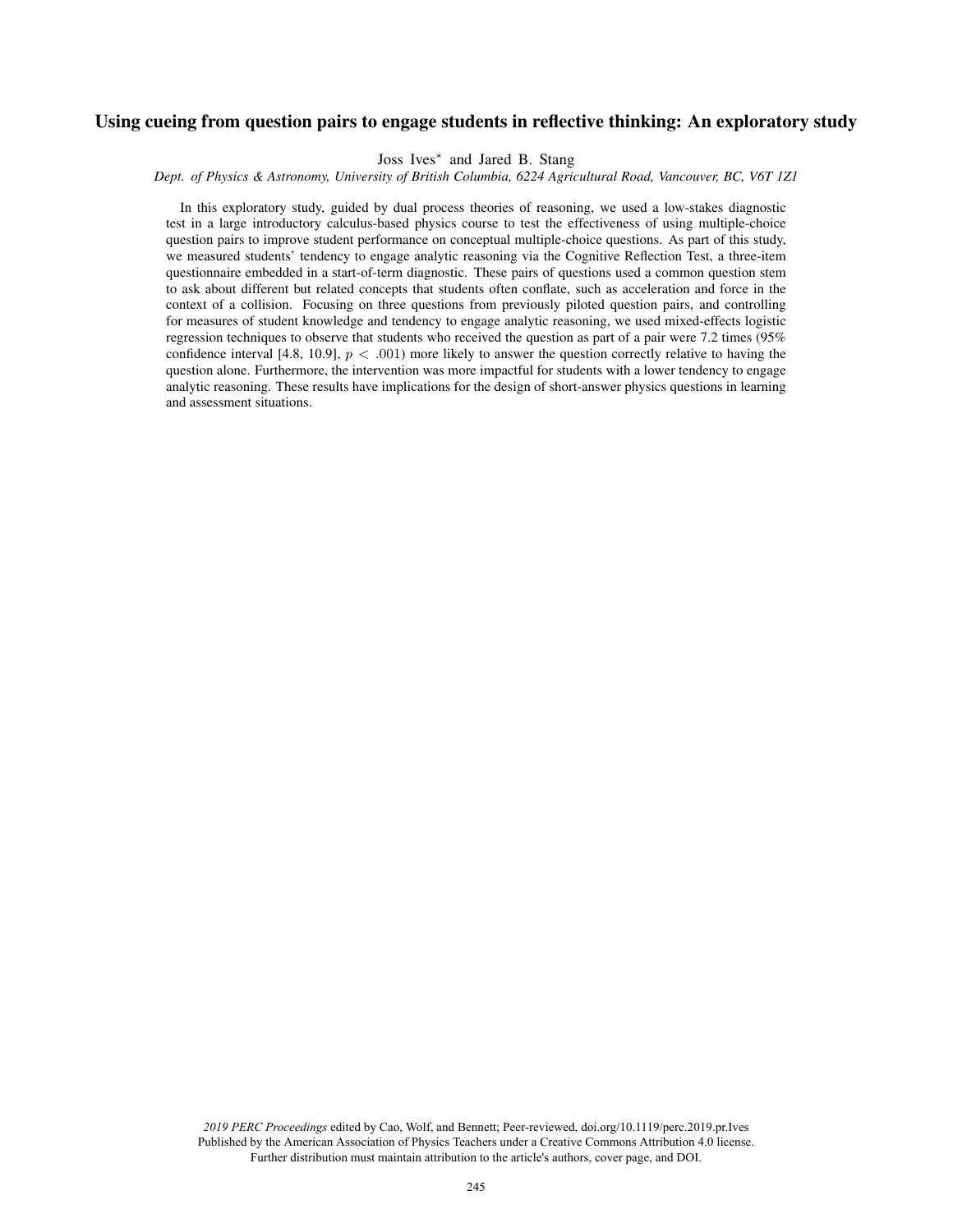# Using cueing from question pairs to engage students in reflective thinking: An exploratory study

Joss Ives* and Jared B. Stang

*Dept. of Physics & Astronomy, University of British Columbia, 6224 Agricultural Road, Vancouver, BC, V6T 1Z1*

In this exploratory study, guided by dual process theories of reasoning, we used a low-stakes diagnostic test in a large introductory calculus-based physics course to test the effectiveness of using multiple-choice question pairs to improve student performance on conceptual multiple-choice questions. As part of this study, we measured students' tendency to engage analytic reasoning via the Cognitive Reflection Test, a three-item questionnaire embedded in a start-of-term diagnostic. These pairs of questions used a common question stem to ask about different but related concepts that students often conflate, such as acceleration and force in the context of a collision. Focusing on three questions from previously piloted question pairs, and controlling for measures of student knowledge and tendency to engage analytic reasoning, we used mixed-effects logistic regression techniques to observe that students who received the question as part of a pair were 7.2 times (95% confidence interval [4.8, 10.9], $p < .001$) more likely to answer the question correctly relative to having the question alone. Furthermore, the intervention was more impactful for students with a lower tendency to engage analytic reasoning. These results have implications for the design of short-answer physics questions in learning and assessment situations.

*2019 PERC Proceedings* edited by Cao, Wolf, and Bennett; Peer-reviewed, doi.org/10.1119/perc.2019.pr.Ives
Published by the American Association of Physics Teachers under a Creative Commons Attribution 4.0 license.
Further distribution must maintain attribution to the article's authors, cover page, and DOI.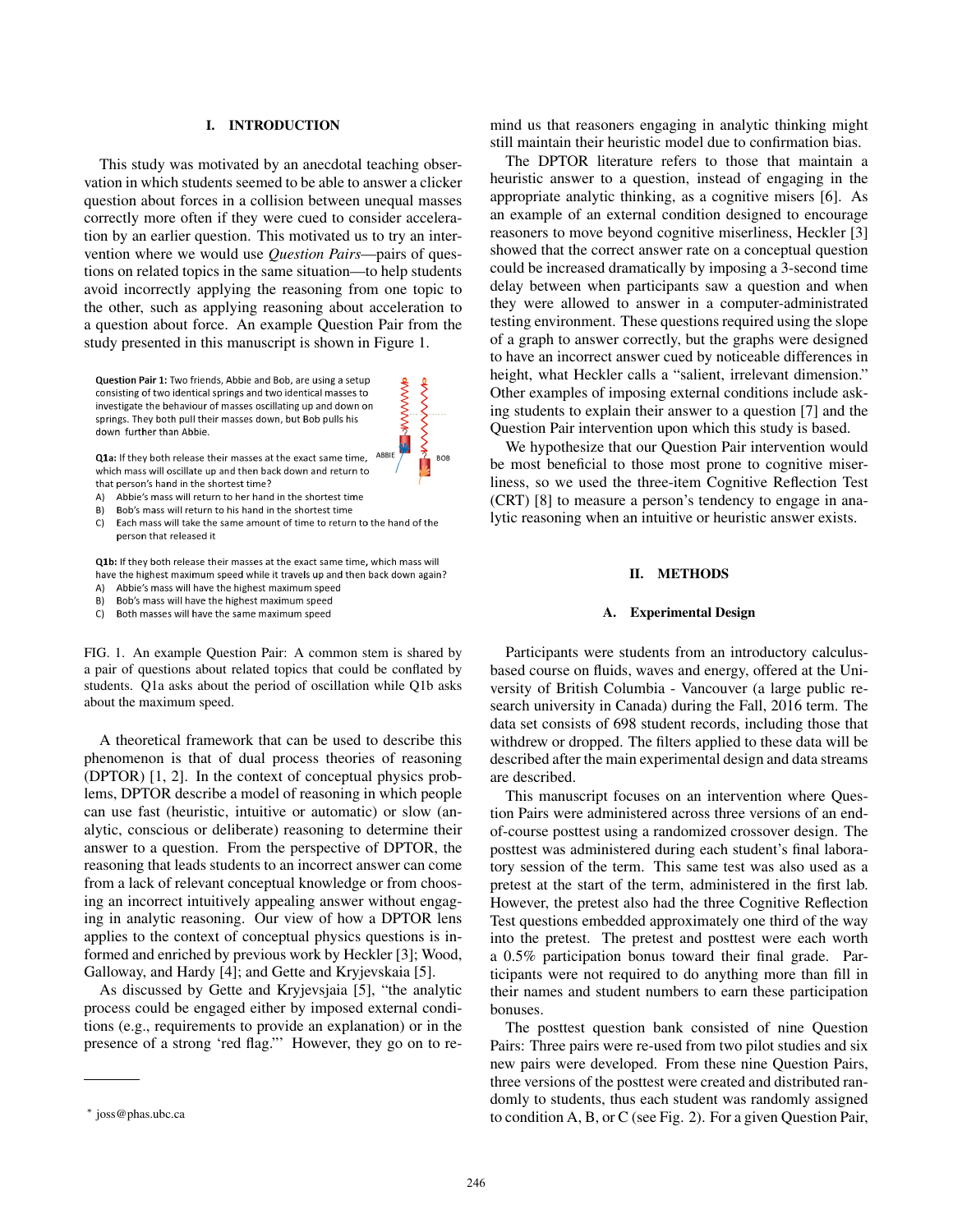## I. INTRODUCTION

This study was motivated by an anecdotal teaching observation in which students seemed to be able to answer a clicker question about forces in a collision between unequal masses correctly more often if they were cued to consider acceleration by an earlier question. This motivated us to try an intervention where we would use *Question Pairs*—pairs of questions on related topics in the same situation—to help students avoid incorrectly applying the reasoning from one topic to the other, such as applying reasoning about acceleration to a question about force. An example Question Pair from the study presented in this manuscript is shown in Figure 1.

**Question Pair 1:** Two friends, Abbie and Bob, are using a setup consisting of two identical springs and two identical masses to investigate the behaviour of masses oscillating up and down on springs. They both pull their masses down, but Bob pulls his down further than Abbie.

**Q1a:** If they both release their masses at the exact same time, which mass will oscillate up and then back down and return to that person's hand in the shortest time?

A) Abbie's mass will return to her hand in the shortest time
B) Bob's mass will return to his hand in the shortest time
C) Each mass will take the same amount of time to return to the hand of the person that released it

**Q1b:** If they both release their masses at the exact same time, which mass will have the highest maximum speed while it travels up and then back down again?

A) Abbie's mass will have the highest maximum speed
B) Bob's mass will have the highest maximum speed
C) Both masses will have the same maximum speed

FIG. 1. An example Question Pair: A common stem is shared by a pair of questions about related topics that could be conflated by students. Q1a asks about the period of oscillation while Q1b asks about the maximum speed.

A theoretical framework that can be used to describe this phenomenon is that of dual process theories of reasoning (DPTOR) [1, 2]. In the context of conceptual physics problems, DPTOR describe a model of reasoning in which people can use fast (heuristic, intuitive or automatic) or slow (analytic, conscious or deliberate) reasoning to determine their answer to a question. From the perspective of DPTOR, the reasoning that leads students to an incorrect answer can come from a lack of relevant conceptual knowledge or from choosing an incorrect intuitively appealing answer without engaging in analytic reasoning. Our view of how a DPTOR lens applies to the context of conceptual physics questions is informed and enriched by previous work by Heckler [3]; Wood, Galloway, and Hardy [4]; and Gette and Kryjevskaia [5].

As discussed by Gette and Kryjevsjaia [5], "the analytic process could be engaged either by imposed external conditions (e.g., requirements to provide an explanation) or in the presence of a strong 'red flag.'" However, they go on to remind us that reasoners engaging in analytic thinking might still maintain their heuristic model due to confirmation bias.

The DPTOR literature refers to those that maintain a heuristic answer to a question, instead of engaging in the appropriate analytic thinking, as cognitive misers [6]. As an example of an external condition designed to encourage reasoners to move beyond cognitive miserliness, Heckler [3] showed that the correct answer rate on a conceptual question could be increased dramatically by imposing a 3-second time delay between when participants saw a question and when they were allowed to answer in a computer-administrated testing environment. These questions required using the slope of a graph to answer correctly, but the graphs were designed to have an incorrect answer cued by noticeable differences in height, what Heckler calls a "salient, irrelevant dimension." Other examples of imposing external conditions include asking students to explain their answer to a question [7] and the Question Pair intervention upon which this study is based.

We hypothesize that our Question Pair intervention would be most beneficial to those most prone to cognitive miserliness, so we used the three-item Cognitive Reflection Test (CRT) [8] to measure a person's tendency to engage in analytic reasoning when an intuitive or heuristic answer exists.

## II. METHODS

### A. Experimental Design

Participants were students from an introductory calculus-based course on fluids, waves and energy, offered at the University of British Columbia - Vancouver (a large public research university in Canada) during the Fall, 2016 term. The data set consists of 698 student records, including those that withdrew or dropped. The filters applied to these data will be described after the main experimental design and data streams are described.

This manuscript focuses on an intervention where Question Pairs were administered across three versions of an end-of-course posttest using a randomized crossover design. The posttest was administered during each student's final laboratory session of the term. This same test was also used as a pretest at the start of the term, administered in the first lab. However, the pretest also had the three Cognitive Reflection Test questions embedded approximately one third of the way into the pretest. The pretest and posttest were each worth a 0.5% participation bonus toward their final grade. Participants were not required to do anything more than fill in their names and student numbers to earn these participation bonuses.

The posttest question bank consisted of nine Question Pairs: Three pairs were re-used from two pilot studies and six new pairs were developed. From these nine Question Pairs, three versions of the posttest were created and distributed randomly to students, thus each student was randomly assigned to condition A, B, or C (see Fig. 2). For a given Question Pair,

* joss@phas.ubc.ca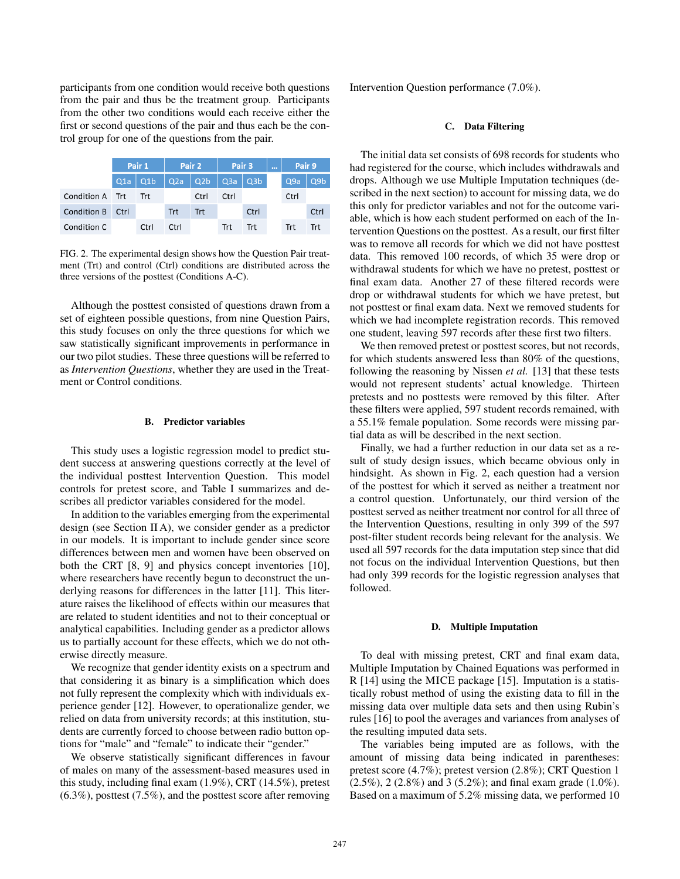participants from one condition would receive both questions from the pair and thus be the treatment group. Participants from the other two conditions would each receive either the first or second questions of the pair and thus each be the control group for one of the questions from the pair.

| | Pair 1 | | Pair 2 | | Pair 3 | | ... | Pair 9 | |
|---|---|---|---|---|---|---|---|---|---|
| | Q1a | Q1b | Q2a | Q2b | Q3a | Q3b | | Q9a | Q9b |
| Condition A | Trt | Trt | | Ctrl | Ctrl | | | Ctrl | |
| Condition B | Ctrl | | Trt | Trt | | Ctrl | | | Ctrl |
| Condition C | | Ctrl | Ctrl | | Trt | Trt | | Trt | Trt |

FIG. 2. The experimental design shows how the Question Pair treatment (Trt) and control (Ctrl) conditions are distributed across the three versions of the posttest (Conditions A-C).

Although the posttest consisted of questions drawn from a set of eighteen possible questions, from nine Question Pairs, this study focuses on only the three questions for which we saw statistically significant improvements in performance in our two pilot studies. These three questions will be referred to as *Intervention Questions*, whether they are used in the Treatment or Control conditions.

### B. Predictor variables

This study uses a logistic regression model to predict student success at answering questions correctly at the level of the individual posttest Intervention Question. This model controls for pretest score, and Table I summarizes and describes all predictor variables considered for the model.

In addition to the variables emerging from the experimental design (see Section II A), we consider gender as a predictor in our models. It is important to include gender since score differences between men and women have been observed on both the CRT [8, 9] and physics concept inventories [10], where researchers have recently begun to deconstruct the underlying reasons for differences in the latter [11]. This literature raises the likelihood of effects within our measures that are related to student identities and not to their conceptual or analytical capabilities. Including gender as a predictor allows us to partially account for these effects, which we do not otherwise directly measure.

We recognize that gender identity exists on a spectrum and that considering it as binary is a simplification which does not fully represent the complexity which with individuals experience gender [12]. However, to operationalize gender, we relied on data from university records; at this institution, students are currently forced to choose between radio button options for "male" and "female" to indicate their "gender."

We observe statistically significant differences in favour of males on many of the assessment-based measures used in this study, including final exam (1.9%), CRT (14.5%), pretest (6.3%), posttest (7.5%), and the posttest score after removing Intervention Question performance (7.0%).

### C. Data Filtering

The initial data set consists of 698 records for students who had registered for the course, which includes withdrawals and drops. Although we use Multiple Imputation techniques (described in the next section) to account for missing data, we do this only for predictor variables and not for the outcome variable, which is how each student performed on each of the Intervention Questions on the posttest. As a result, our first filter was to remove all records for which we did not have posttest data. This removed 100 records, of which 35 were drop or withdrawal students for which we have no pretest, posttest or final exam data. Another 27 of these filtered records were drop or withdrawal students for which we have pretest, but not posttest or final exam data. Next we removed students for which we had incomplete registration records. This removed one student, leaving 597 records after these first two filters.

We then removed pretest or posttest scores, but not records, for which students answered less than 80% of the questions, following the reasoning by Nissen *et al.* [13] that these tests would not represent students' actual knowledge. Thirteen pretests and no posttests were removed by this filter. After these filters were applied, 597 student records remained, with a 55.1% female population. Some records were missing partial data as will be described in the next section.

Finally, we had a further reduction in our data set as a result of study design issues, which became obvious only in hindsight. As shown in Fig. 2, each question had a version of the posttest for which it served as neither a treatment nor a control question. Unfortunately, our third version of the posttest served as neither treatment nor control for all three of the Intervention Questions, resulting in only 399 of the 597 post-filter student records being relevant for the analysis. We used all 597 records for the data imputation step since that did not focus on the individual Intervention Questions, but then had only 399 records for the logistic regression analyses that followed.

### D. Multiple Imputation

To deal with missing pretest, CRT and final exam data, Multiple Imputation by Chained Equations was performed in R [14] using the MICE package [15]. Imputation is a statistically robust method of using the existing data to fill in the missing data over multiple data sets and then using Rubin's rules [16] to pool the averages and variances from analyses of the resulting imputed data sets.

The variables being imputed are as follows, with the amount of missing data being indicated in parentheses: pretest score (4.7%); pretest version (2.8%); CRT Question 1 (2.5%), 2 (2.8%) and 3 (5.2%); and final exam grade (1.0%). Based on a maximum of 5.2% missing data, we performed 10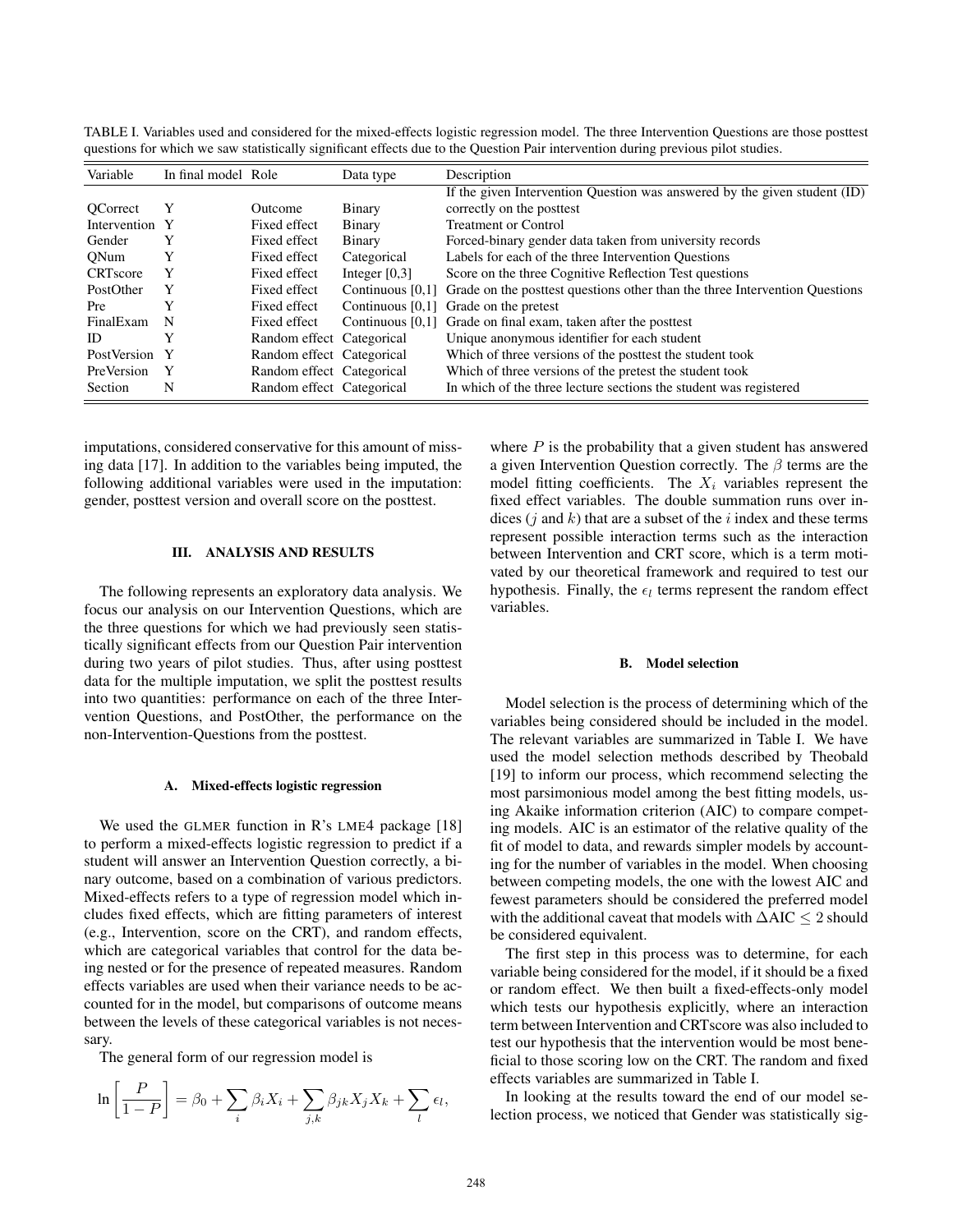TABLE I. Variables used and considered for the mixed-effects logistic regression model. The three Intervention Questions are those posttest questions for which we saw statistically significant effects due to the Question Pair intervention during previous pilot studies.

| Variable | In final model | Role | Data type | Description |
|---|---|---|---|---|
| QCorrect | Y | Outcome | Binary | If the given Intervention Question was answered by the given student (ID) correctly on the posttest |
| Intervention | Y | Fixed effect | Binary | Treatment or Control |
| Gender | Y | Fixed effect | Binary | Forced-binary gender data taken from university records |
| QNum | Y | Fixed effect | Categorical | Labels for each of the three Intervention Questions |
| CRTscore | Y | Fixed effect | Integer [0,3] | Score on the three Cognitive Reflection Test questions |
| PostOther | Y | Fixed effect | Continuous [0,1] | Grade on the posttest questions other than the three Intervention Questions |
| Pre | Y | Fixed effect | Continuous [0,1] | Grade on the pretest |
| FinalExam | N | Fixed effect | Continuous [0,1] | Grade on final exam, taken after the posttest |
| ID | Y | Random effect | Categorical | Unique anonymous identifier for each student |
| PostVersion | Y | Random effect | Categorical | Which of three versions of the posttest the student took |
| PreVersion | Y | Random effect | Categorical | Which of three versions of the pretest the student took |
| Section | N | Random effect | Categorical | In which of the three lecture sections the student was registered |

imputations, considered conservative for this amount of missing data [17]. In addition to the variables being imputed, the following additional variables were used in the imputation: gender, posttest version and overall score on the posttest.

## III. ANALYSIS AND RESULTS

The following represents an exploratory data analysis. We focus our analysis on our Intervention Questions, which are the three questions for which we had previously seen statistically significant effects from our Question Pair intervention during two years of pilot studies. Thus, after using posttest data for the multiple imputation, we split the posttest results into two quantities: performance on each of the three Intervention Questions, and PostOther, the performance on the non-Intervention-Questions from the posttest.

### A. Mixed-effects logistic regression

We used the GLMER function in R's LME4 package [18] to perform a mixed-effects logistic regression to predict if a student will answer an Intervention Question correctly, a binary outcome, based on a combination of various predictors. Mixed-effects refers to a type of regression model which includes fixed effects, which are fitting parameters of interest (e.g., Intervention, score on the CRT), and random effects, which are categorical variables that control for the data being nested or for the presence of repeated measures. Random effects variables are used when their variance needs to be accounted for in the model, but comparisons of outcome means between the levels of these categorical variables is not necessary.

The general form of our regression model is

$$\ln\left[\frac{P}{1-P}\right] = \beta_0 + \sum_i \beta_i X_i + \sum_{j,k} \beta_{jk} X_j X_k + \sum_l \epsilon_l,$$

where $P$ is the probability that a given student has answered a given Intervention Question correctly. The $\beta$ terms are the model fitting coefficients. The $X_i$ variables represent the fixed effect variables. The double summation runs over indices ($j$ and $k$) that are a subset of the $i$ index and these terms represent possible interaction terms such as the interaction between Intervention and CRT score, which is a term motivated by our theoretical framework and required to test our hypothesis. Finally, the $\epsilon_l$ terms represent the random effect variables.

### B. Model selection

Model selection is the process of determining which of the variables being considered should be included in the model. The relevant variables are summarized in Table I. We have used the model selection methods described by Theobald [19] to inform our process, which recommend selecting the most parsimonious model among the best fitting models, using Akaike information criterion (AIC) to compare competing models. AIC is an estimator of the relative quality of the fit of model to data, and rewards simpler models by accounting for the number of variables in the model. When choosing between competing models, the one with the lowest AIC and fewest parameters should be considered the preferred model with the additional caveat that models with $\Delta\text{AIC} \leq 2$ should be considered equivalent.

The first step in this process was to determine, for each variable being considered for the model, if it should be a fixed or random effect. We then built a fixed-effects-only model which tests our hypothesis explicitly, where an interaction term between Intervention and CRTscore was also included to test our hypothesis that the intervention would be most beneficial to those scoring low on the CRT. The random and fixed effects variables are summarized in Table I.

In looking at the results toward the end of our model selection process, we noticed that Gender was statistically sig-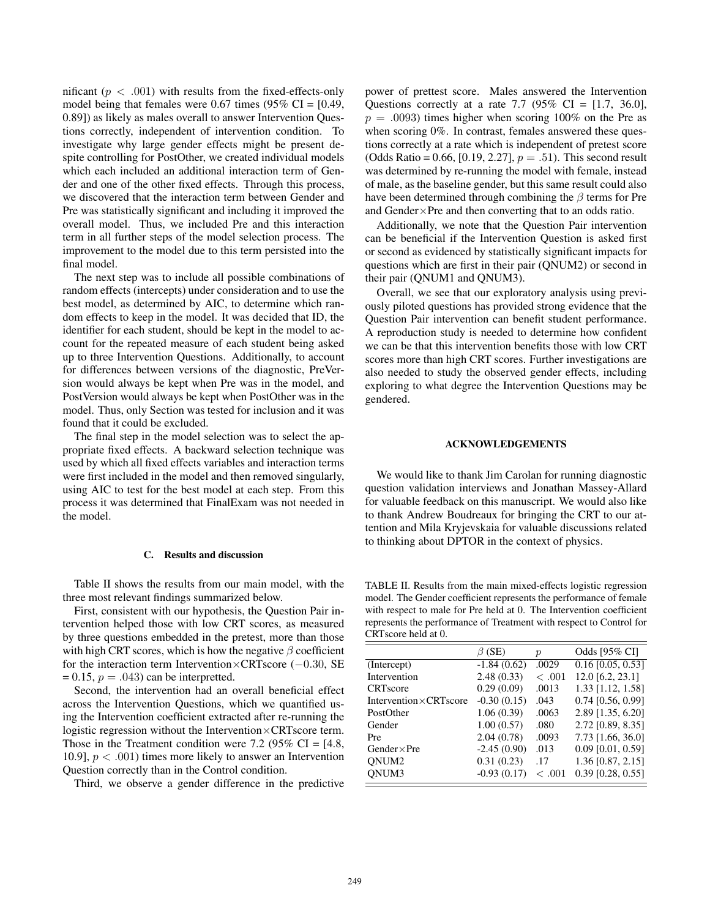nificant ($p < .001$) with results from the fixed-effects-only model being that females were 0.67 times (95% CI = [0.49, 0.89]) as likely as males overall to answer Intervention Questions correctly, independent of intervention condition. To investigate why large gender effects might be present despite controlling for PostOther, we created individual models which each included an additional interaction term of Gender and one of the other fixed effects. Through this process, we discovered that the interaction term between Gender and Pre was statistically significant and including it improved the overall model. Thus, we included Pre and this interaction term in all further steps of the model selection process. The improvement to the model due to this term persisted into the final model.

The next step was to include all possible combinations of random effects (intercepts) under consideration and to use the best model, as determined by AIC, to determine which random effects to keep in the model. It was decided that ID, the identifier for each student, should be kept in the model to account for the repeated measure of each student being asked up to three Intervention Questions. Additionally, to account for differences between versions of the diagnostic, PreVersion would always be kept when Pre was in the model, and PostVersion would always be kept when PostOther was in the model. Thus, only Section was tested for inclusion and it was found that it could be excluded.

The final step in the model selection was to select the appropriate fixed effects. A backward selection technique was used by which all fixed effects variables and interaction terms were first included in the model and then removed singularly, using AIC to test for the best model at each step. From this process it was determined that FinalExam was not needed in the model.

### C. Results and discussion

Table II shows the results from our main model, with the three most relevant findings summarized below.

First, consistent with our hypothesis, the Question Pair intervention helped those with low CRT scores, as measured by three questions embedded in the pretest, more than those with high CRT scores, which is how the negative $\beta$ coefficient for the interaction term Intervention$\times$CRTscore ($-0.30$, SE = 0.15, $p = .043$) can be interpretted.

Second, the intervention had an overall beneficial effect across the Intervention Questions, which we quantified using the Intervention coefficient extracted after re-running the logistic regression without the Intervention$\times$CRTscore term. Those in the Treatment condition were 7.2 (95% CI = [4.8, 10.9], $p < .001$) times more likely to answer an Intervention Question correctly than in the Control condition.

Third, we observe a gender difference in the predictive power of prettest score. Males answered the Intervention Questions correctly at a rate 7.7 (95% CI = [1.7, 36.0], $p = .0093$) times higher when scoring 100% on the Pre as when scoring 0%. In contrast, females answered these questions correctly at a rate which is independent of pretest score (Odds Ratio = 0.66, [0.19, 2.27], $p = .51$). This second result was determined by re-running the model with female, instead of male, as the baseline gender, but this same result could also have been determined through combining the $\beta$ terms for Pre and Gender$\times$Pre and then converting that to an odds ratio.

Additionally, we note that the Question Pair intervention can be beneficial if the Intervention Question is asked first or second as evidenced by statistically significant impacts for questions which are first in their pair (QNUM2) or second in their pair (QNUM1 and QNUM3).

Overall, we see that our exploratory analysis using previously piloted questions has provided strong evidence that the Question Pair intervention can benefit student performance. A reproduction study is needed to determine how confident we can be that this intervention benefits those with low CRT scores more than high CRT scores. Further investigations are also needed to study the observed gender effects, including exploring to what degree the Intervention Questions may be gendered.

### ACKNOWLEDGEMENTS

We would like to thank Jim Carolan for running diagnostic question validation interviews and Jonathan Massey-Allard for valuable feedback on this manuscript. We would also like to thank Andrew Boudreaux for bringing the CRT to our attention and Mila Kryjevskaia for valuable discussions related to thinking about DPTOR in the context of physics.

TABLE II. Results from the main mixed-effects logistic regression model. The Gender coefficient represents the performance of female with respect to male for Pre held at 0. The Intervention coefficient represents the performance of Treatment with respect to Control for CRTscore held at 0.

| | $\beta$ (SE) | $p$ | Odds [95% CI] |
|---|---|---|---|
| (Intercept) | -1.84 (0.62) | .0029 | 0.16 [0.05, 0.53] |
| Intervention | 2.48 (0.33) | $< .001$ | 12.0 [6.2, 23.1] |
| CRTscore | 0.29 (0.09) | .0013 | 1.33 [1.12, 1.58] |
| Intervention$\times$CRTscore | -0.30 (0.15) | .043 | 0.74 [0.56, 0.99] |
| PostOther | 1.06 (0.39) | .0063 | 2.89 [1.35, 6.20] |
| Gender | 1.00 (0.57) | .080 | 2.72 [0.89, 8.35] |
| Pre | 2.04 (0.78) | .0093 | 7.73 [1.66, 36.0] |
| Gender$\times$Pre | -2.45 (0.90) | .013 | 0.09 [0.01, 0.59] |
| QNUM2 | 0.31 (0.23) | .17 | 1.36 [0.87, 2.15] |
| QNUM3 | -0.93 (0.17) | $< .001$ | 0.39 [0.28, 0.55] |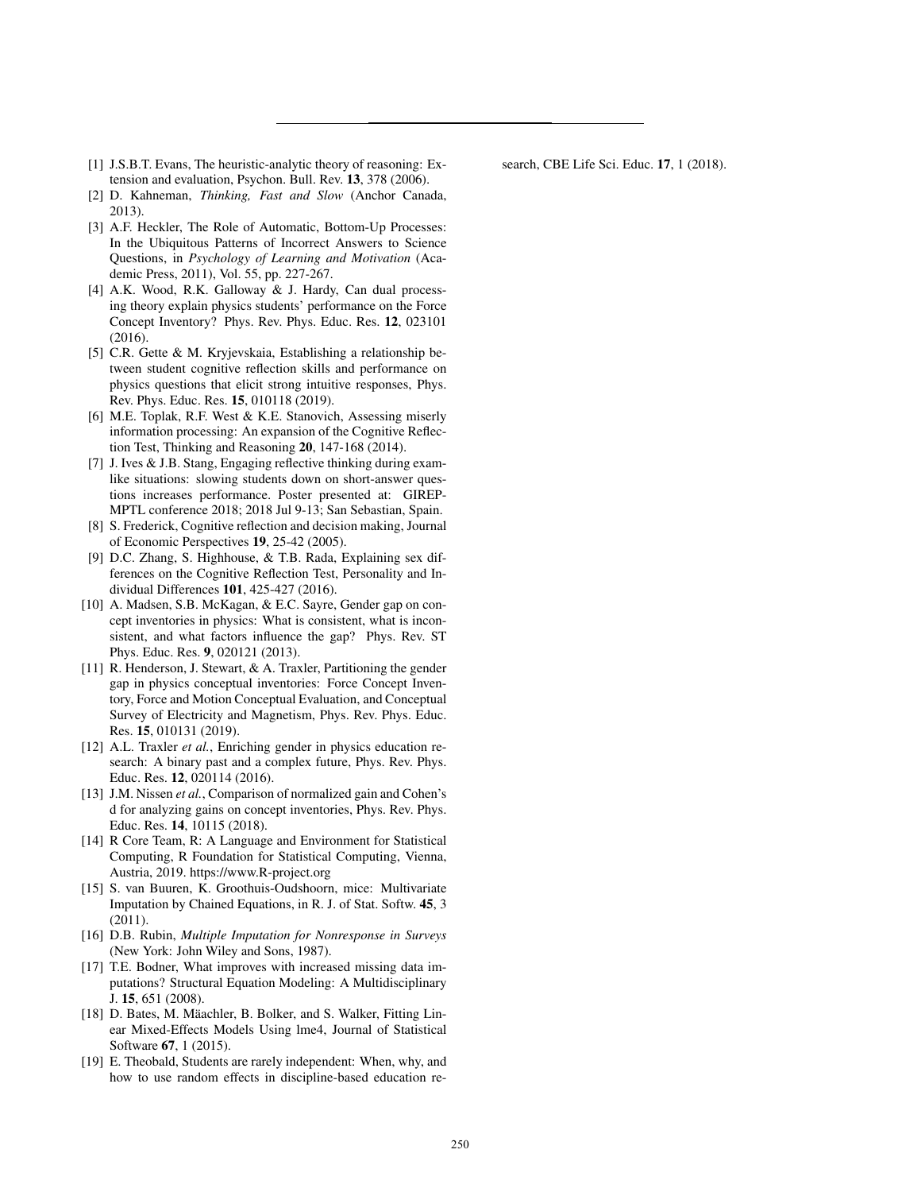[1] J.S.B.T. Evans, The heuristic-analytic theory of reasoning: Extension and evaluation, Psychon. Bull. Rev. **13**, 378 (2006).

[2] D. Kahneman, *Thinking, Fast and Slow* (Anchor Canada, 2013).

[3] A.F. Heckler, The Role of Automatic, Bottom-Up Processes: In the Ubiquitous Patterns of Incorrect Answers to Science Questions, in *Psychology of Learning and Motivation* (Academic Press, 2011), Vol. 55, pp. 227-267.

[4] A.K. Wood, R.K. Galloway & J. Hardy, Can dual processing theory explain physics students' performance on the Force Concept Inventory? Phys. Rev. Phys. Educ. Res. **12**, 023101 (2016).

[5] C.R. Gette & M. Kryjevskaia, Establishing a relationship between student cognitive reflection skills and performance on physics questions that elicit strong intuitive responses, Phys. Rev. Phys. Educ. Res. **15**, 010118 (2019).

[6] M.E. Toplak, R.F. West & K.E. Stanovich, Assessing miserly information processing: An expansion of the Cognitive Reflection Test, Thinking and Reasoning **20**, 147-168 (2014).

[7] J. Ives & J.B. Stang, Engaging reflective thinking during exam-like situations: slowing students down on short-answer questions increases performance. Poster presented at: GIREP-MPTL conference 2018; 2018 Jul 9-13; San Sebastian, Spain.

[8] S. Frederick, Cognitive reflection and decision making, Journal of Economic Perspectives **19**, 25-42 (2005).

[9] D.C. Zhang, S. Highhouse, & T.B. Rada, Explaining sex differences on the Cognitive Reflection Test, Personality and Individual Differences **101**, 425-427 (2016).

[10] A. Madsen, S.B. McKagan, & E.C. Sayre, Gender gap on concept inventories in physics: What is consistent, what is inconsistent, and what factors influence the gap? Phys. Rev. ST Phys. Educ. Res. **9**, 020121 (2013).

[11] R. Henderson, J. Stewart, & A. Traxler, Partitioning the gender gap in physics conceptual inventories: Force Concept Inventory, Force and Motion Conceptual Evaluation, and Conceptual Survey of Electricity and Magnetism, Phys. Rev. Phys. Educ. Res. **15**, 010131 (2019).

[12] A.L. Traxler *et al.*, Enriching gender in physics education research: A binary past and a complex future, Phys. Rev. Phys. Educ. Res. **12**, 020114 (2016).

[13] J.M. Nissen *et al.*, Comparison of normalized gain and Cohen's d for analyzing gains on concept inventories, Phys. Rev. Phys. Educ. Res. **14**, 10115 (2018).

[14] R Core Team, R: A Language and Environment for Statistical Computing, R Foundation for Statistical Computing, Vienna, Austria, 2019. https://www.R-project.org

[15] S. van Buuren, K. Groothuis-Oudshoorn, mice: Multivariate Imputation by Chained Equations, in R. J. of Stat. Softw. **45**, 3 (2011).

[16] D.B. Rubin, *Multiple Imputation for Nonresponse in Surveys* (New York: John Wiley and Sons, 1987).

[17] T.E. Bodner, What improves with increased missing data imputations? Structural Equation Modeling: A Multidisciplinary J. **15**, 651 (2008).

[18] D. Bates, M. Mäachler, B. Bolker, and S. Walker, Fitting Linear Mixed-Effects Models Using lme4, Journal of Statistical Software **67**, 1 (2015).

[19] E. Theobald, Students are rarely independent: When, why, and how to use random effects in discipline-based education research, CBE Life Sci. Educ. **17**, 1 (2018).